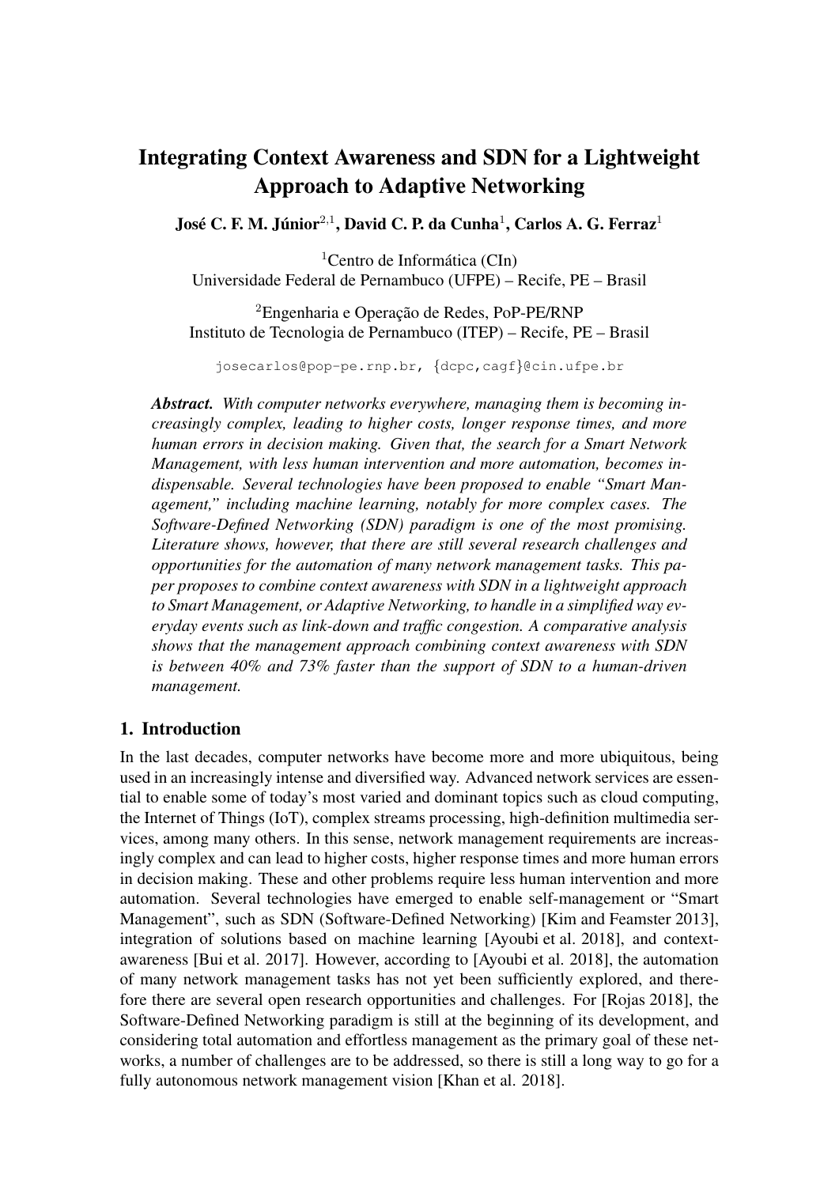# Integrating Context Awareness and SDN for a Lightweight Approach to Adaptive Networking

**José C. F. M. Júnior**[2,1], **David C. P. da Cunha**[1], **Carlos A. G. Ferraz**[1]

[1]Centro de Informática (CIn)
Universidade Federal de Pernambuco (UFPE) – Recife, PE – Brasil

[2]Engenharia e Operação de Redes, PoP-PE/RNP
Instituto de Tecnologia de Pernambuco (ITEP) – Recife, PE – Brasil

josecarlos@pop-pe.rnp.br, {dcpc,cagf}@cin.ufpe.br

***Abstract.*** *With computer networks everywhere, managing them is becoming increasingly complex, leading to higher costs, longer response times, and more human errors in decision making. Given that, the search for a Smart Network Management, with less human intervention and more automation, becomes indispensable. Several technologies have been proposed to enable "Smart Management," including machine learning, notably for more complex cases. The Software-Defined Networking (SDN) paradigm is one of the most promising. Literature shows, however, that there are still several research challenges and opportunities for the automation of many network management tasks. This paper proposes to combine context awareness with SDN in a lightweight approach to Smart Management, or Adaptive Networking, to handle in a simplified way everyday events such as link-down and traffic congestion. A comparative analysis shows that the management approach combining context awareness with SDN is between 40% and 73% faster than the support of SDN to a human-driven management.*

## 1. Introduction

In the last decades, computer networks have become more and more ubiquitous, being used in an increasingly intense and diversified way. Advanced network services are essential to enable some of today's most varied and dominant topics such as cloud computing, the Internet of Things (IoT), complex streams processing, high-definition multimedia services, among many others. In this sense, network management requirements are increasingly complex and can lead to higher costs, higher response times and more human errors in decision making. These and other problems require less human intervention and more automation. Several technologies have emerged to enable self-management or "Smart Management", such as SDN (Software-Defined Networking) [Kim and Feamster 2013], integration of solutions based on machine learning [Ayoubi et al. 2018], and context-awareness [Bui et al. 2017]. However, according to [Ayoubi et al. 2018], the automation of many network management tasks has not yet been sufficiently explored, and therefore there are several open research opportunities and challenges. For [Rojas 2018], the Software-Defined Networking paradigm is still at the beginning of its development, and considering total automation and effortless management as the primary goal of these networks, a number of challenges are to be addressed, so there is still a long way to go for a fully autonomous network management vision [Khan et al. 2018].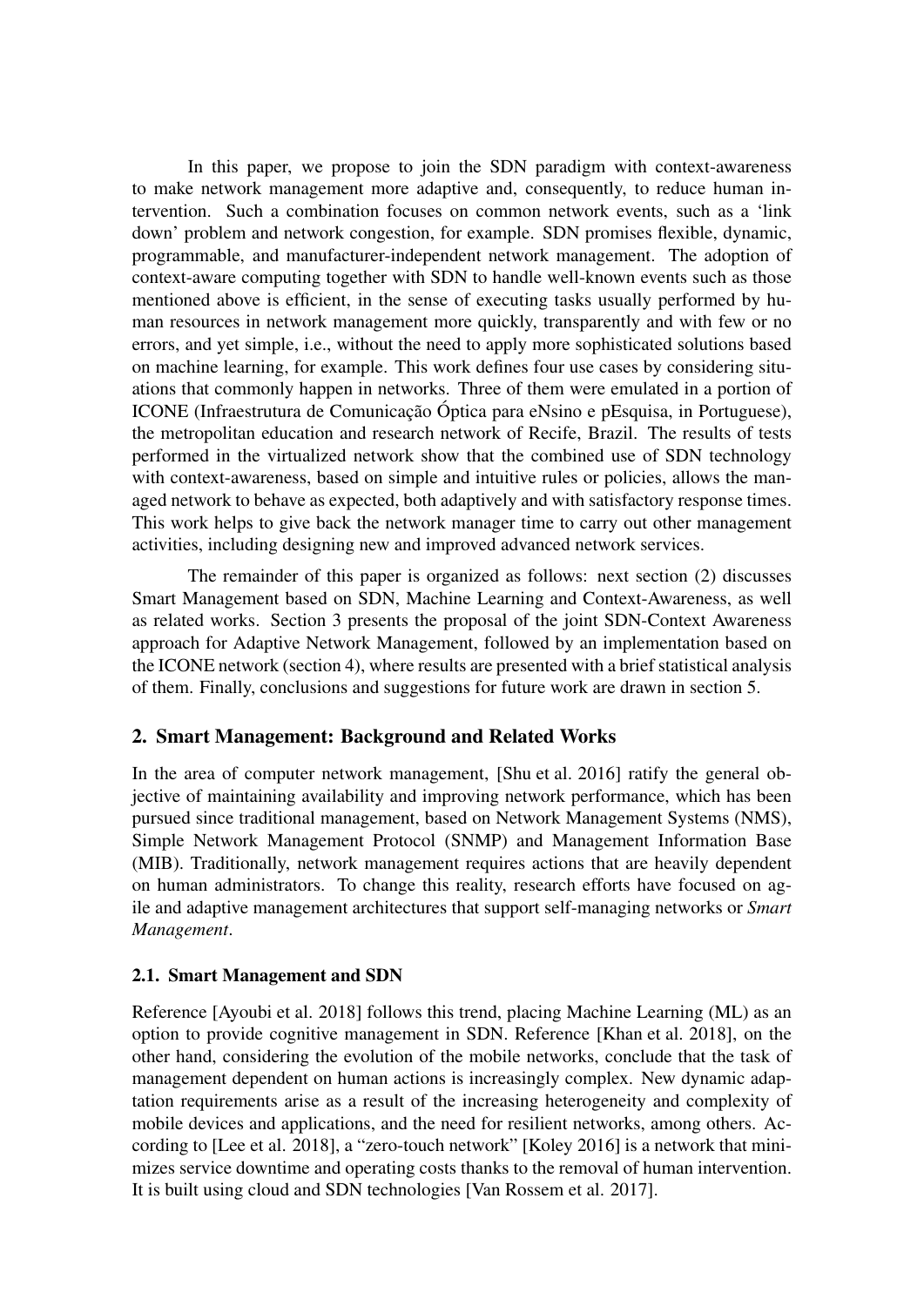In this paper, we propose to join the SDN paradigm with context-awareness to make network management more adaptive and, consequently, to reduce human intervention. Such a combination focuses on common network events, such as a 'link down' problem and network congestion, for example. SDN promises flexible, dynamic, programmable, and manufacturer-independent network management. The adoption of context-aware computing together with SDN to handle well-known events such as those mentioned above is efficient, in the sense of executing tasks usually performed by human resources in network management more quickly, transparently and with few or no errors, and yet simple, i.e., without the need to apply more sophisticated solutions based on machine learning, for example. This work defines four use cases by considering situations that commonly happen in networks. Three of them were emulated in a portion of ICONE (Infraestrutura de Comunicação Óptica para eNsino e pEsquisa, in Portuguese), the metropolitan education and research network of Recife, Brazil. The results of tests performed in the virtualized network show that the combined use of SDN technology with context-awareness, based on simple and intuitive rules or policies, allows the managed network to behave as expected, both adaptively and with satisfactory response times. This work helps to give back the network manager time to carry out other management activities, including designing new and improved advanced network services.

The remainder of this paper is organized as follows: next section (2) discusses Smart Management based on SDN, Machine Learning and Context-Awareness, as well as related works. Section 3 presents the proposal of the joint SDN-Context Awareness approach for Adaptive Network Management, followed by an implementation based on the ICONE network (section 4), where results are presented with a brief statistical analysis of them. Finally, conclusions and suggestions for future work are drawn in section 5.

## 2. Smart Management: Background and Related Works

In the area of computer network management, [Shu et al. 2016] ratify the general objective of maintaining availability and improving network performance, which has been pursued since traditional management, based on Network Management Systems (NMS), Simple Network Management Protocol (SNMP) and Management Information Base (MIB). Traditionally, network management requires actions that are heavily dependent on human administrators. To change this reality, research efforts have focused on agile and adaptive management architectures that support self-managing networks or *Smart Management*.

### 2.1. Smart Management and SDN

Reference [Ayoubi et al. 2018] follows this trend, placing Machine Learning (ML) as an option to provide cognitive management in SDN. Reference [Khan et al. 2018], on the other hand, considering the evolution of the mobile networks, conclude that the task of management dependent on human actions is increasingly complex. New dynamic adaptation requirements arise as a result of the increasing heterogeneity and complexity of mobile devices and applications, and the need for resilient networks, among others. According to [Lee et al. 2018], a "zero-touch network" [Koley 2016] is a network that minimizes service downtime and operating costs thanks to the removal of human intervention. It is built using cloud and SDN technologies [Van Rossem et al. 2017].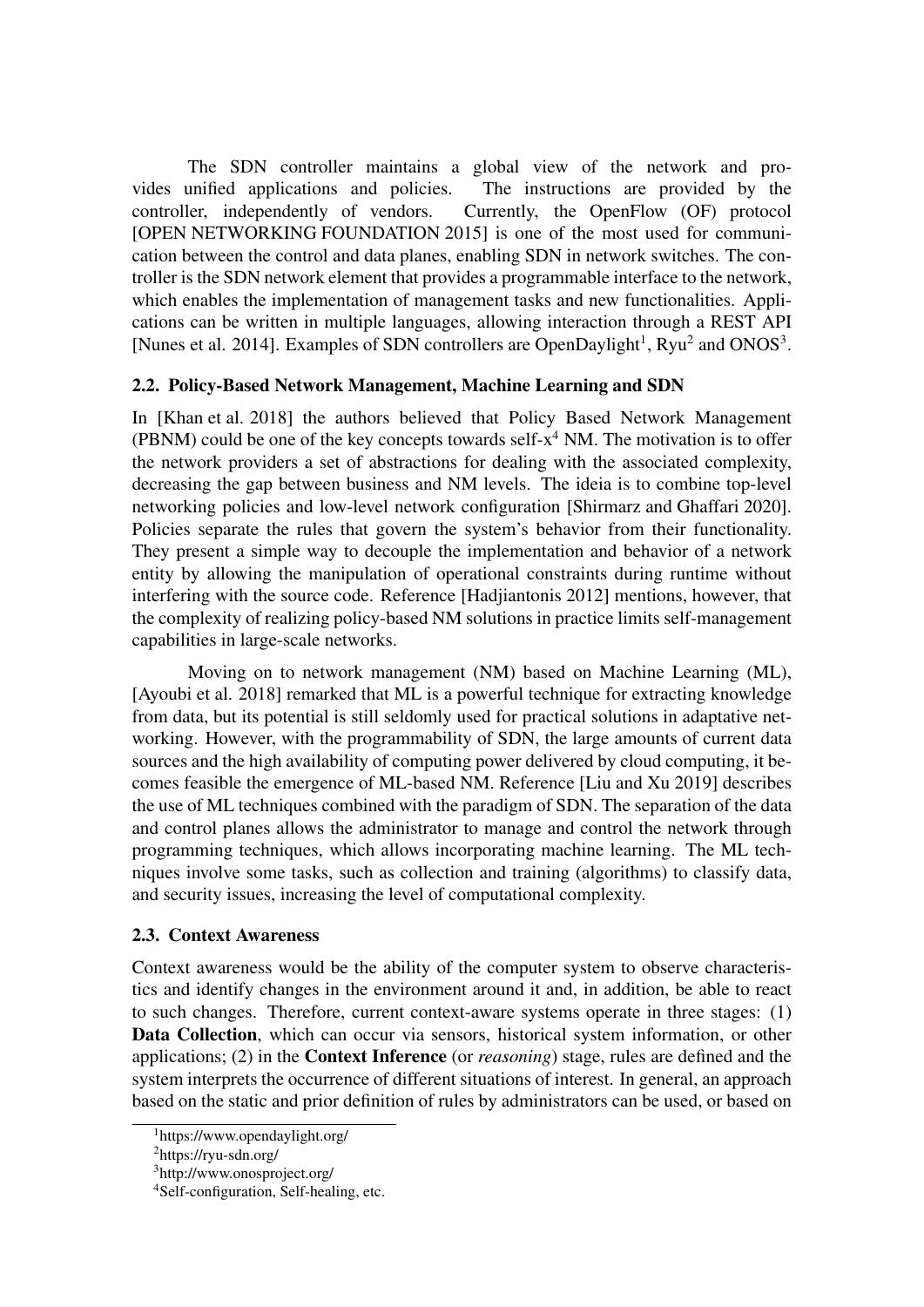The SDN controller maintains a global view of the network and provides unified applications and policies. The instructions are provided by the controller, independently of vendors. Currently, the OpenFlow (OF) protocol [OPEN NETWORKING FOUNDATION 2015] is one of the most used for communication between the control and data planes, enabling SDN in network switches. The controller is the SDN network element that provides a programmable interface to the network, which enables the implementation of management tasks and new functionalities. Applications can be written in multiple languages, allowing interaction through a REST API [Nunes et al. 2014]. Examples of SDN controllers are OpenDaylight[1], Ryu[2] and ONOS[3].

### 2.2. Policy-Based Network Management, Machine Learning and SDN

In [Khan et al. 2018] the authors believed that Policy Based Network Management (PBNM) could be one of the key concepts towards self-x[4] NM. The motivation is to offer the network providers a set of abstractions for dealing with the associated complexity, decreasing the gap between business and NM levels. The ideia is to combine top-level networking policies and low-level network configuration [Shirmarz and Ghaffari 2020]. Policies separate the rules that govern the system's behavior from their functionality. They present a simple way to decouple the implementation and behavior of a network entity by allowing the manipulation of operational constraints during runtime without interfering with the source code. Reference [Hadjiantonis 2012] mentions, however, that the complexity of realizing policy-based NM solutions in practice limits self-management capabilities in large-scale networks.

Moving on to network management (NM) based on Machine Learning (ML), [Ayoubi et al. 2018] remarked that ML is a powerful technique for extracting knowledge from data, but its potential is still seldomly used for practical solutions in adaptative networking. However, with the programmability of SDN, the large amounts of current data sources and the high availability of computing power delivered by cloud computing, it becomes feasible the emergence of ML-based NM. Reference [Liu and Xu 2019] describes the use of ML techniques combined with the paradigm of SDN. The separation of the data and control planes allows the administrator to manage and control the network through programming techniques, which allows incorporating machine learning. The ML techniques involve some tasks, such as collection and training (algorithms) to classify data, and security issues, increasing the level of computational complexity.

### 2.3. Context Awareness

Context awareness would be the ability of the computer system to observe characteristics and identify changes in the environment around it and, in addition, be able to react to such changes. Therefore, current context-aware systems operate in three stages: (1) **Data Collection**, which can occur via sensors, historical system information, or other applications; (2) in the **Context Inference** (or *reasoning*) stage, rules are defined and the system interprets the occurrence of different situations of interest. In general, an approach based on the static and prior definition of rules by administrators can be used, or based on

[1]https://www.opendaylight.org/

[2]https://ryu-sdn.org/

[3]http://www.onosproject.org/

[4]Self-configuration, Self-healing, etc.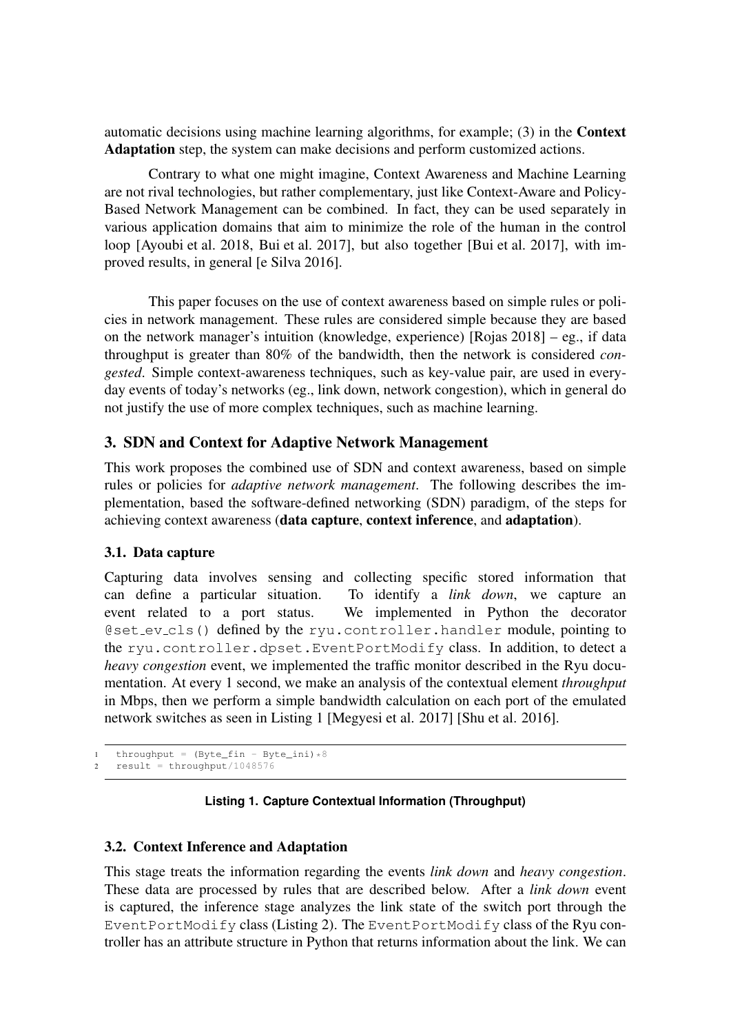automatic decisions using machine learning algorithms, for example; (3) in the **Context Adaptation** step, the system can make decisions and perform customized actions.

Contrary to what one might imagine, Context Awareness and Machine Learning are not rival technologies, but rather complementary, just like Context-Aware and Policy-Based Network Management can be combined. In fact, they can be used separately in various application domains that aim to minimize the role of the human in the control loop [Ayoubi et al. 2018, Bui et al. 2017], but also together [Bui et al. 2017], with improved results, in general [e Silva 2016].

This paper focuses on the use of context awareness based on simple rules or policies in network management. These rules are considered simple because they are based on the network manager's intuition (knowledge, experience) [Rojas 2018] – eg., if data throughput is greater than 80% of the bandwidth, then the network is considered *congested*. Simple context-awareness techniques, such as key-value pair, are used in everyday events of today's networks (eg., link down, network congestion), which in general do not justify the use of more complex techniques, such as machine learning.

## 3. SDN and Context for Adaptive Network Management

This work proposes the combined use of SDN and context awareness, based on simple rules or policies for *adaptive network management*. The following describes the implementation, based the software-defined networking (SDN) paradigm, of the steps for achieving context awareness (**data capture**, **context inference**, and **adaptation**).

### 3.1. Data capture

Capturing data involves sensing and collecting specific stored information that can define a particular situation. To identify a *link down*, we capture an event related to a port status. We implemented in Python the decorator `@set_ev_cls()` defined by the `ryu.controller.handler` module, pointing to the `ryu.controller.dpset.EventPortModify` class. In addition, to detect a *heavy congestion* event, we implemented the traffic monitor described in the Ryu documentation. At every 1 second, we make an analysis of the contextual element *throughput* in Mbps, then we perform a simple bandwidth calculation on each port of the emulated network switches as seen in Listing 1 [Megyesi et al. 2017] [Shu et al. 2016].

```
throughput = (Byte_fin - Byte_ini)*8
result = throughput/1048576
```

**Listing 1. Capture Contextual Information (Throughput)**

### 3.2. Context Inference and Adaptation

This stage treats the information regarding the events *link down* and *heavy congestion*. These data are processed by rules that are described below. After a *link down* event is captured, the inference stage analyzes the link state of the switch port through the `EventPortModify` class (Listing 2). The `EventPortModify` class of the Ryu controller has an attribute structure in Python that returns information about the link. We can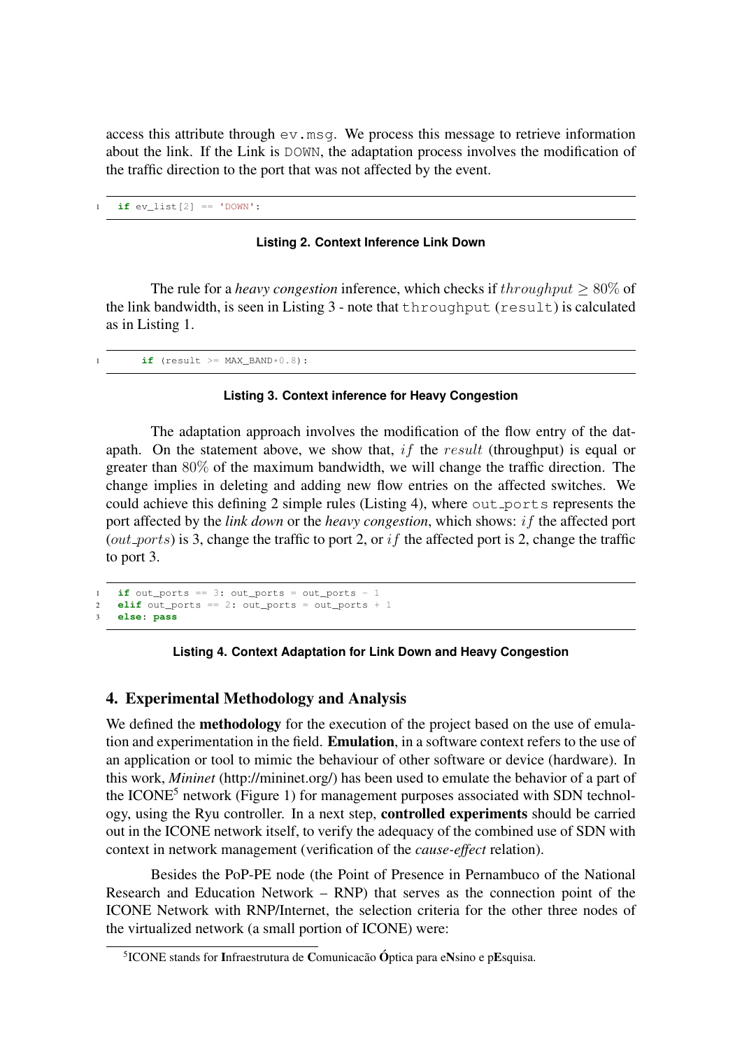access this attribute through `ev.msg`. We process this message to retrieve information about the link. If the Link is `DOWN`, the adaptation process involves the modification of the traffic direction to the port that was not affected by the event.

```
if ev_list[2] == 'DOWN':
```

**Listing 2. Context Inference Link Down**

The rule for a *heavy congestion* inference, which checks if $throughput \geq 80\%$ of the link bandwidth, is seen in Listing 3 - note that `throughput (result)` is calculated as in Listing 1.

```
    if (result >= MAX_BAND*0.8):
```

**Listing 3. Context inference for Heavy Congestion**

The adaptation approach involves the modification of the flow entry of the datapath. On the statement above, we show that, $if$ the $result$ (throughput) is equal or greater than $80\%$ of the maximum bandwidth, we will change the traffic direction. The change implies in deleting and adding new flow entries on the affected switches. We could achieve this defining 2 simple rules (Listing 4), where `out_ports` represents the port affected by the *link down* or the *heavy congestion*, which shows: $if$ the affected port ($out\_ports$) is 3, change the traffic to port 2, or $if$ the affected port is 2, change the traffic to port 3.

```
if out_ports == 3: out_ports = out_ports - 1
elif out_ports == 2: out_ports = out_ports + 1
else: pass
```

**Listing 4. Context Adaptation for Link Down and Heavy Congestion**

## 4. Experimental Methodology and Analysis

We defined the **methodology** for the execution of the project based on the use of emulation and experimentation in the field. **Emulation**, in a software context refers to the use of an application or tool to mimic the behaviour of other software or device (hardware). In this work, *Mininet* (http://mininet.org/) has been used to emulate the behavior of a part of the ICONE[5] network (Figure 1) for management purposes associated with SDN technology, using the Ryu controller. In a next step, **controlled experiments** should be carried out in the ICONE network itself, to verify the adequacy of the combined use of SDN with context in network management (verification of the *cause-effect* relation).

Besides the PoP-PE node (the Point of Presence in Pernambuco of the National Research and Education Network – RNP) that serves as the connection point of the ICONE Network with RNP/Internet, the selection criteria for the other three nodes of the virtualized network (a small portion of ICONE) were:

[5] ICONE stands for **I**nfraestrutura de **C**omunicacão **Ó**ptica para e**N**sino e p**E**squisa.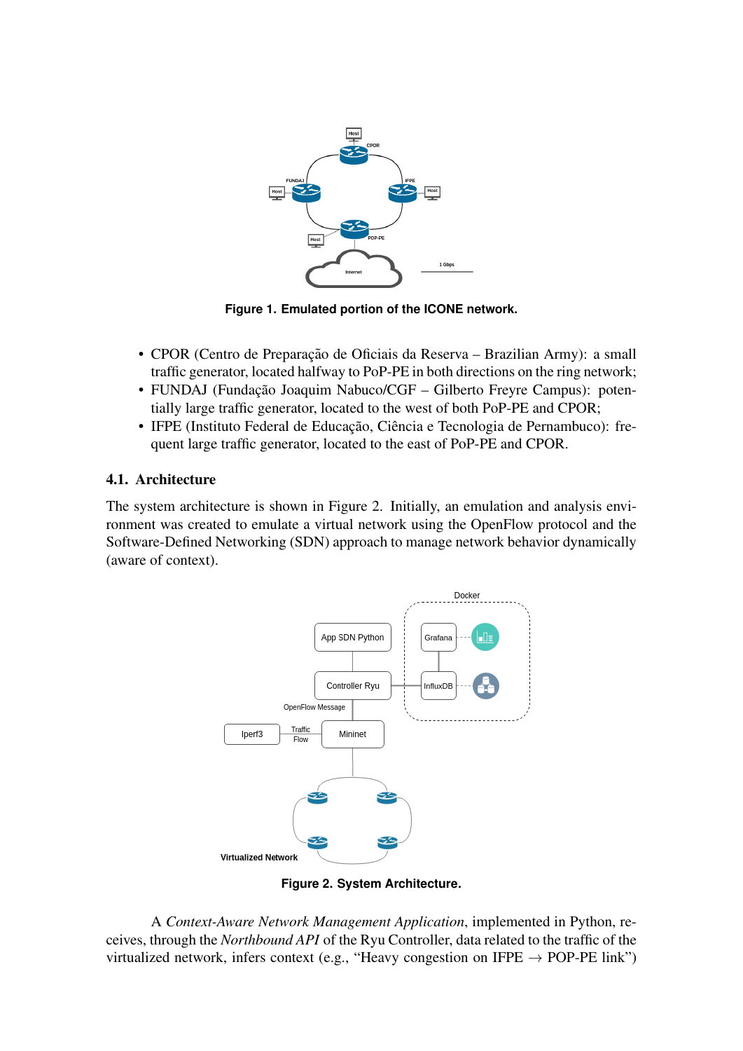Figure 1. Emulated portion of the ICONE network.

- CPOR (Centro de Preparação de Oficiais da Reserva – Brazilian Army): a small traffic generator, located halfway to PoP-PE in both directions on the ring network;
- FUNDAJ (Fundação Joaquim Nabuco/CGF – Gilberto Freyre Campus): potentially large traffic generator, located to the west of both PoP-PE and CPOR;
- IFPE (Instituto Federal de Educação, Ciência e Tecnologia de Pernambuco): frequent large traffic generator, located to the east of PoP-PE and CPOR.

### 4.1. Architecture

The system architecture is shown in Figure 2. Initially, an emulation and analysis environment was created to emulate a virtual network using the OpenFlow protocol and the Software-Defined Networking (SDN) approach to manage network behavior dynamically (aware of context).

Figure 2. System Architecture.

A *Context-Aware Network Management Application*, implemented in Python, receives, through the *Northbound API* of the Ryu Controller, data related to the traffic of the virtualized network, infers context (e.g., "Heavy congestion on IFPE → POP-PE link")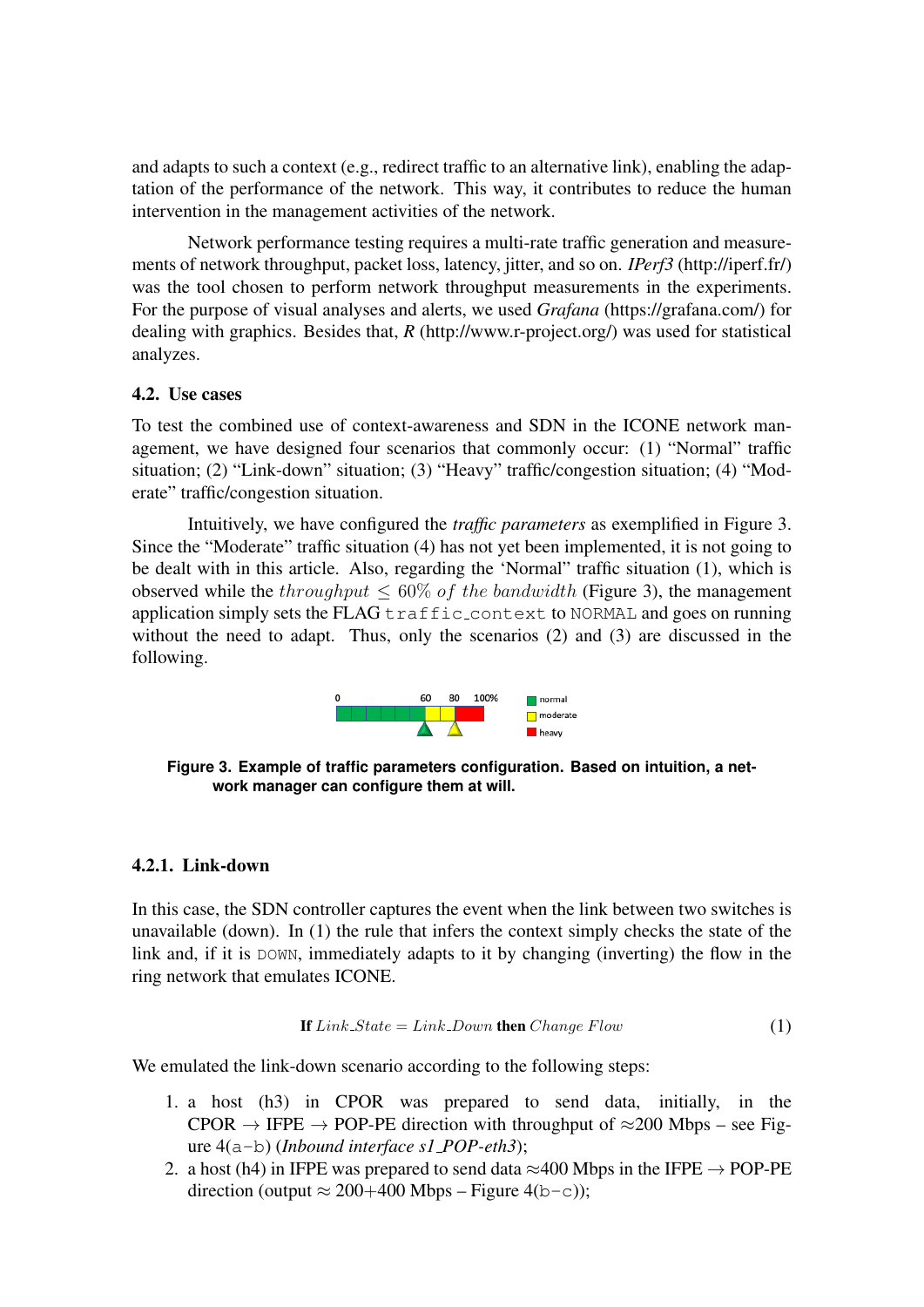and adapts to such a context (e.g., redirect traffic to an alternative link), enabling the adaptation of the performance of the network. This way, it contributes to reduce the human intervention in the management activities of the network.

Network performance testing requires a multi-rate traffic generation and measurements of network throughput, packet loss, latency, jitter, and so on. *IPerf3* (http://iperf.fr/) was the tool chosen to perform network throughput measurements in the experiments. For the purpose of visual analyses and alerts, we used *Grafana* (https://grafana.com/) for dealing with graphics. Besides that, *R* (http://www.r-project.org/) was used for statistical analyzes.

### 4.2. Use cases

To test the combined use of context-awareness and SDN in the ICONE network management, we have designed four scenarios that commonly occur: (1) "Normal" traffic situation; (2) "Link-down" situation; (3) "Heavy" traffic/congestion situation; (4) "Moderate" traffic/congestion situation.

Intuitively, we have configured the *traffic parameters* as exemplified in Figure 3. Since the "Moderate" traffic situation (4) has not yet been implemented, it is not going to be dealt with in this article. Also, regarding the 'Normal" traffic situation (1), which is observed while the $throughput \leq 60\%\ of\ the\ bandwidth$ (Figure 3), the management application simply sets the FLAG `traffic_context` to `NORMAL` and goes on running without the need to adapt. Thus, only the scenarios (2) and (3) are discussed in the following.

**Figure 3. Example of traffic parameters configuration. Based on intuition, a network manager can configure them at will.**

#### 4.2.1. Link-down

In this case, the SDN controller captures the event when the link between two switches is unavailable (down). In (1) the rule that infers the context simply checks the state of the link and, if it is `DOWN`, immediately adapts to it by changing (inverting) the flow in the ring network that emulates ICONE.

$$\textbf{If } Link\_State = Link\_Down \textbf{ then } Change\ Flow \tag{1}$$

We emulated the link-down scenario according to the following steps:

1. a host (h3) in CPOR was prepared to send data, initially, in the CPOR → IFPE → POP-PE direction with throughput of ≈200 Mbps – see Figure 4(`a-b`) (*Inbound interface s1_POP-eth3*);
2. a host (h4) in IFPE was prepared to send data ≈400 Mbps in the IFPE → POP-PE direction (output ≈ 200+400 Mbps – Figure 4(`b-c`));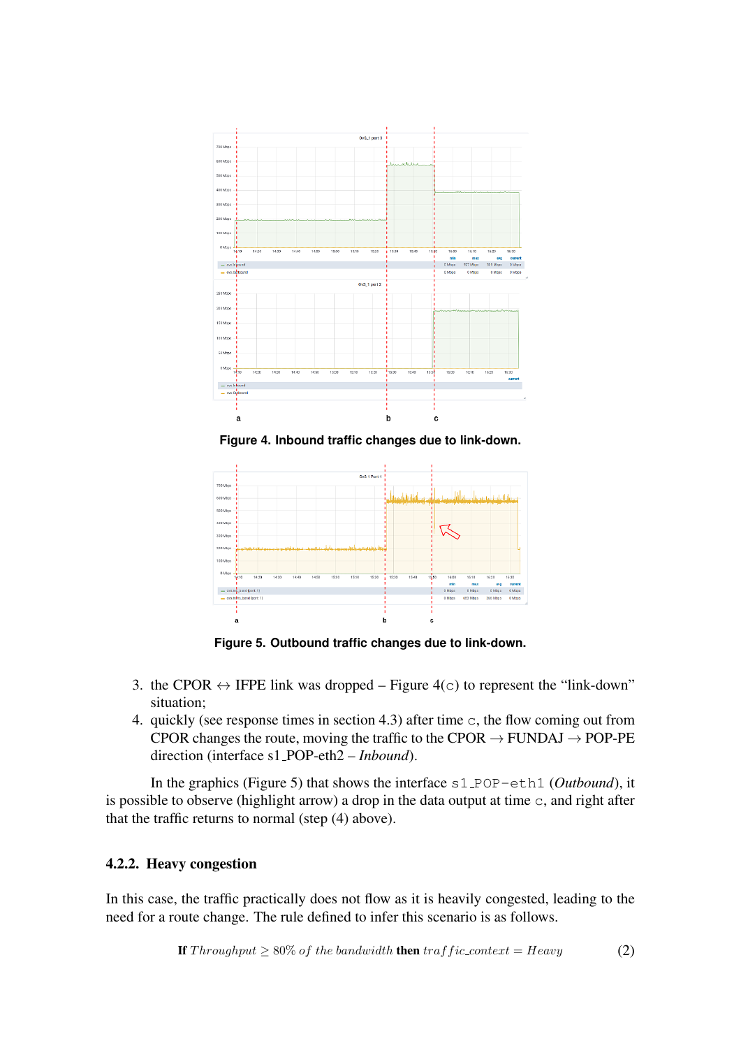Figure 4. Inbound traffic changes due to link-down.

Figure 5. Outbound traffic changes due to link-down.

3. the CPOR $\leftrightarrow$ IFPE link was dropped – Figure 4(c) to represent the "link-down" situation;
4. quickly (see response times in section 4.3) after time c, the flow coming out from CPOR changes the route, moving the traffic to the CPOR $\rightarrow$ FUNDAJ $\rightarrow$ POP-PE direction (interface s1_POP-eth2 – *Inbound*).

In the graphics (Figure 5) that shows the interface s1_POP-eth1 (*Outbound*), it is possible to observe (highlight arrow) a drop in the data output at time c, and right after that the traffic returns to normal (step (4) above).

### 4.2.2. Heavy congestion

In this case, the traffic practically does not flow as it is heavily congested, leading to the need for a route change. The rule defined to infer this scenario is as follows.

$$\textbf{If } Throughput \geq 80\% \textit{ of the bandwidth } \textbf{then } traffic\_context = Heavy \tag{2}$$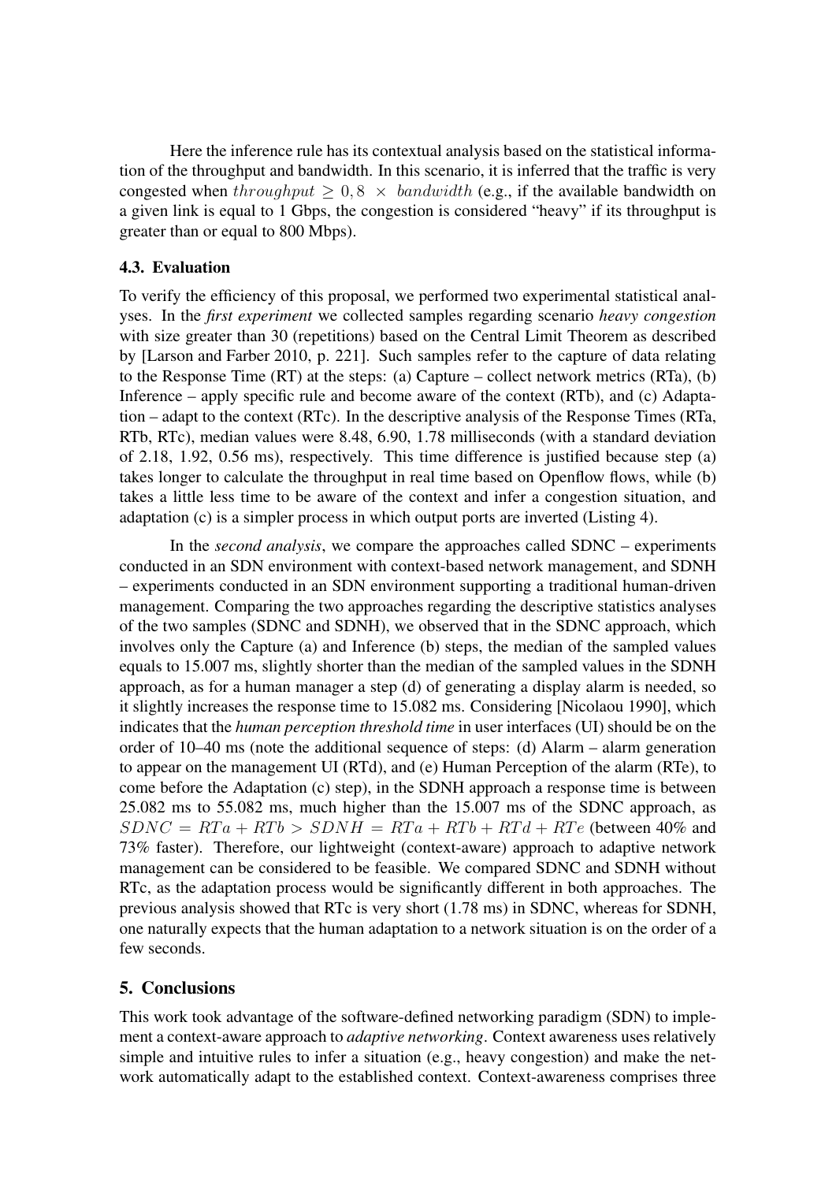Here the inference rule has its contextual analysis based on the statistical information of the throughput and bandwidth. In this scenario, it is inferred that the traffic is very congested when $throughput \geq 0,8 \times bandwidth$ (e.g., if the available bandwidth on a given link is equal to 1 Gbps, the congestion is considered "heavy" if its throughput is greater than or equal to 800 Mbps).

### 4.3. Evaluation

To verify the efficiency of this proposal, we performed two experimental statistical analyses. In the ***first experiment*** we collected samples regarding scenario *heavy congestion* with size greater than 30 (repetitions) based on the Central Limit Theorem as described by [Larson and Farber 2010, p. 221]. Such samples refer to the capture of data relating to the Response Time (RT) at the steps: (a) Capture – collect network metrics (RTa), (b) Inference – apply specific rule and become aware of the context (RTb), and (c) Adaptation – adapt to the context (RTc). In the descriptive analysis of the Response Times (RTa, RTb, RTc), median values were 8.48, 6.90, 1.78 milliseconds (with a standard deviation of 2.18, 1.92, 0.56 ms), respectively. This time difference is justified because step (a) takes longer to calculate the throughput in real time based on Openflow flows, while (b) takes a little less time to be aware of the context and infer a congestion situation, and adaptation (c) is a simpler process in which output ports are inverted (Listing 4).

In the *second analysis*, we compare the approaches called SDNC – experiments conducted in an SDN environment with context-based network management, and SDNH – experiments conducted in an SDN environment supporting a traditional human-driven management. Comparing the two approaches regarding the descriptive statistics analyses of the two samples (SDNC and SDNH), we observed that in the SDNC approach, which involves only the Capture (a) and Inference (b) steps, the median of the sampled values equals to 15.007 ms, slightly shorter than the median of the sampled values in the SDNH approach, as for a human manager a step (d) of generating a display alarm is needed, so it slightly increases the response time to 15.082 ms. Considering [Nicolaou 1990], which indicates that the *human perception threshold time* in user interfaces (UI) should be on the order of 10–40 ms (note the additional sequence of steps: (d) Alarm – alarm generation to appear on the management UI (RTd), and (e) Human Perception of the alarm (RTe), to come before the Adaptation (c) step), in the SDNH approach a response time is between 25.082 ms to 55.082 ms, much higher than the 15.007 ms of the SDNC approach, as $SDNC = RTa + RTb > SDNH = RTa + RTb + RTd + RTe$ (between 40% and 73% faster). Therefore, our lightweight (context-aware) approach to adaptive network management can be considered to be feasible. We compared SDNC and SDNH without RTc, as the adaptation process would be significantly different in both approaches. The previous analysis showed that RTc is very short (1.78 ms) in SDNC, whereas for SDNH, one naturally expects that the human adaptation to a network situation is on the order of a few seconds.

## 5. Conclusions

This work took advantage of the software-defined networking paradigm (SDN) to implement a context-aware approach to *adaptive networking*. Context awareness uses relatively simple and intuitive rules to infer a situation (e.g., heavy congestion) and make the network automatically adapt to the established context. Context-awareness comprises three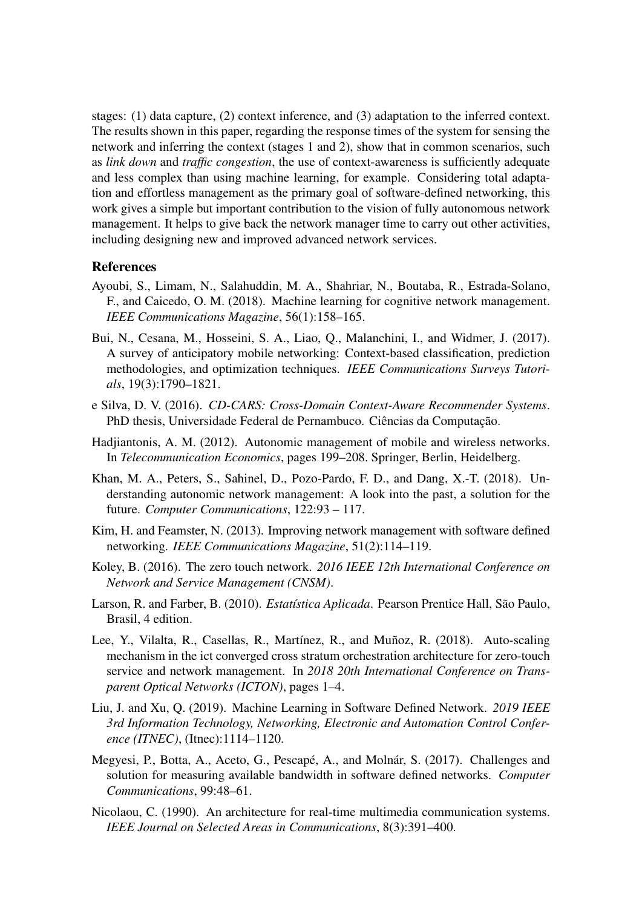stages: (1) data capture, (2) context inference, and (3) adaptation to the inferred context. The results shown in this paper, regarding the response times of the system for sensing the network and inferring the context (stages 1 and 2), show that in common scenarios, such as *link down* and *traffic congestion*, the use of context-awareness is sufficiently adequate and less complex than using machine learning, for example. Considering total adaptation and effortless management as the primary goal of software-defined networking, this work gives a simple but important contribution to the vision of fully autonomous network management. It helps to give back the network manager time to carry out other activities, including designing new and improved advanced network services.

## References

Ayoubi, S., Limam, N., Salahuddin, M. A., Shahriar, N., Boutaba, R., Estrada-Solano, F., and Caicedo, O. M. (2018). Machine learning for cognitive network management. *IEEE Communications Magazine*, 56(1):158–165.

Bui, N., Cesana, M., Hosseini, S. A., Liao, Q., Malanchini, I., and Widmer, J. (2017). A survey of anticipatory mobile networking: Context-based classification, prediction methodologies, and optimization techniques. *IEEE Communications Surveys Tutorials*, 19(3):1790–1821.

e Silva, D. V. (2016). *CD-CARS: Cross-Domain Context-Aware Recommender Systems*. PhD thesis, Universidade Federal de Pernambuco. Ciências da Computação.

Hadjiantonis, A. M. (2012). Autonomic management of mobile and wireless networks. In *Telecommunication Economics*, pages 199–208. Springer, Berlin, Heidelberg.

Khan, M. A., Peters, S., Sahinel, D., Pozo-Pardo, F. D., and Dang, X.-T. (2018). Understanding autonomic network management: A look into the past, a solution for the future. *Computer Communications*, 122:93 – 117.

Kim, H. and Feamster, N. (2013). Improving network management with software defined networking. *IEEE Communications Magazine*, 51(2):114–119.

Koley, B. (2016). The zero touch network. *2016 IEEE 12th International Conference on Network and Service Management (CNSM)*.

Larson, R. and Farber, B. (2010). *Estatística Aplicada*. Pearson Prentice Hall, São Paulo, Brasil, 4 edition.

Lee, Y., Vilalta, R., Casellas, R., Martínez, R., and Muñoz, R. (2018). Auto-scaling mechanism in the ict converged cross stratum orchestration architecture for zero-touch service and network management. In *2018 20th International Conference on Transparent Optical Networks (ICTON)*, pages 1–4.

Liu, J. and Xu, Q. (2019). Machine Learning in Software Defined Network. *2019 IEEE 3rd Information Technology, Networking, Electronic and Automation Control Conference (ITNEC)*, (Itnec):1114–1120.

Megyesi, P., Botta, A., Aceto, G., Pescapé, A., and Molnár, S. (2017). Challenges and solution for measuring available bandwidth in software defined networks. *Computer Communications*, 99:48–61.

Nicolaou, C. (1990). An architecture for real-time multimedia communication systems. *IEEE Journal on Selected Areas in Communications*, 8(3):391–400.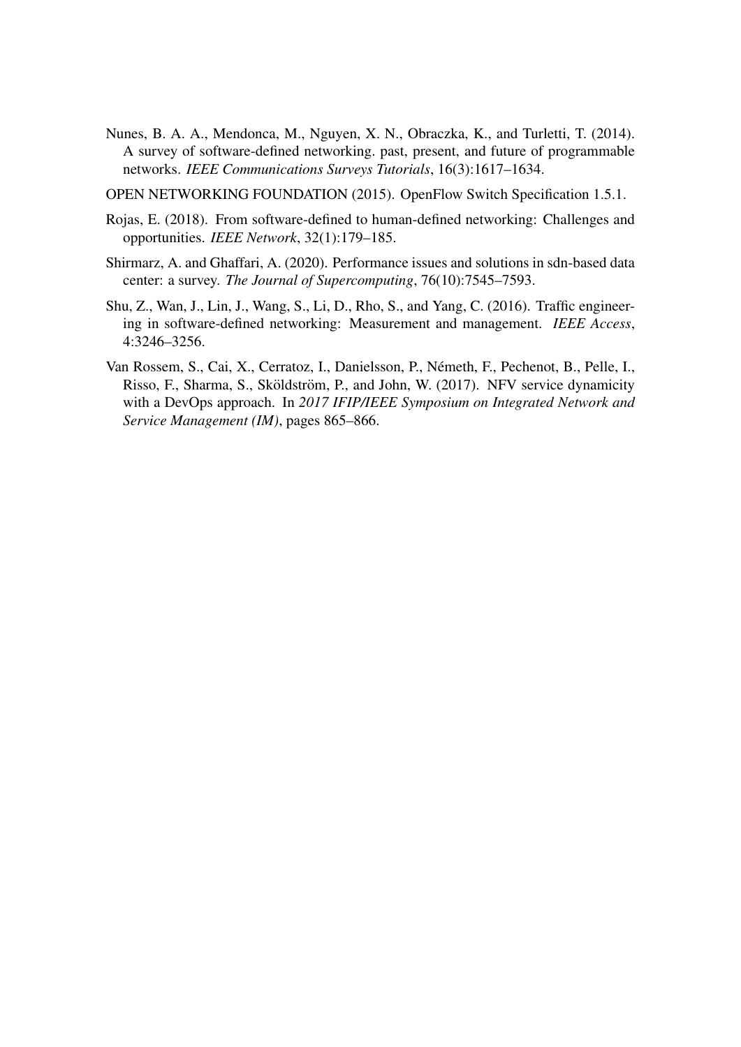Nunes, B. A. A., Mendonca, M., Nguyen, X. N., Obraczka, K., and Turletti, T. (2014). A survey of software-defined networking. past, present, and future of programmable networks. *IEEE Communications Surveys Tutorials*, 16(3):1617–1634.

OPEN NETWORKING FOUNDATION (2015). OpenFlow Switch Specification 1.5.1.

Rojas, E. (2018). From software-defined to human-defined networking: Challenges and opportunities. *IEEE Network*, 32(1):179–185.

Shirmarz, A. and Ghaffari, A. (2020). Performance issues and solutions in sdn-based data center: a survey. *The Journal of Supercomputing*, 76(10):7545–7593.

Shu, Z., Wan, J., Lin, J., Wang, S., Li, D., Rho, S., and Yang, C. (2016). Traffic engineering in software-defined networking: Measurement and management. *IEEE Access*, 4:3246–3256.

Van Rossem, S., Cai, X., Cerratoz, I., Danielsson, P., Németh, F., Pechenot, B., Pelle, I., Risso, F., Sharma, S., Sköldström, P., and John, W. (2017). NFV service dynamicity with a DevOps approach. In *2017 IFIP/IEEE Symposium on Integrated Network and Service Management (IM)*, pages 865–866.